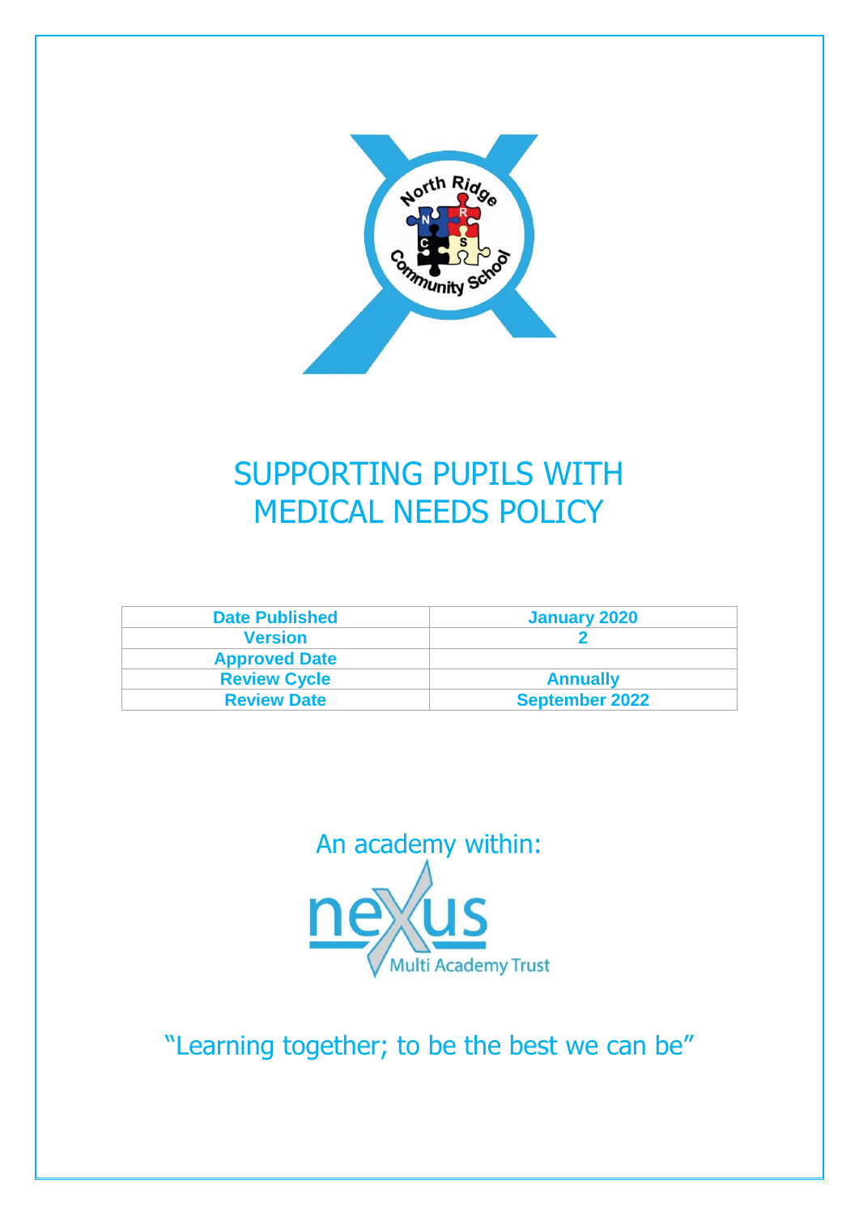# SUPPORTING PUPILS WITH MEDICAL NEEDS POLICY

| Date Published | January 2020 |
|---|---|
| Version | 2 |
| Approved Date | |
| Review Cycle | Annually |
| Review Date | September 2022 |

An academy within:

nexus Multi Academy Trust

"Learning together; to be the best we can be"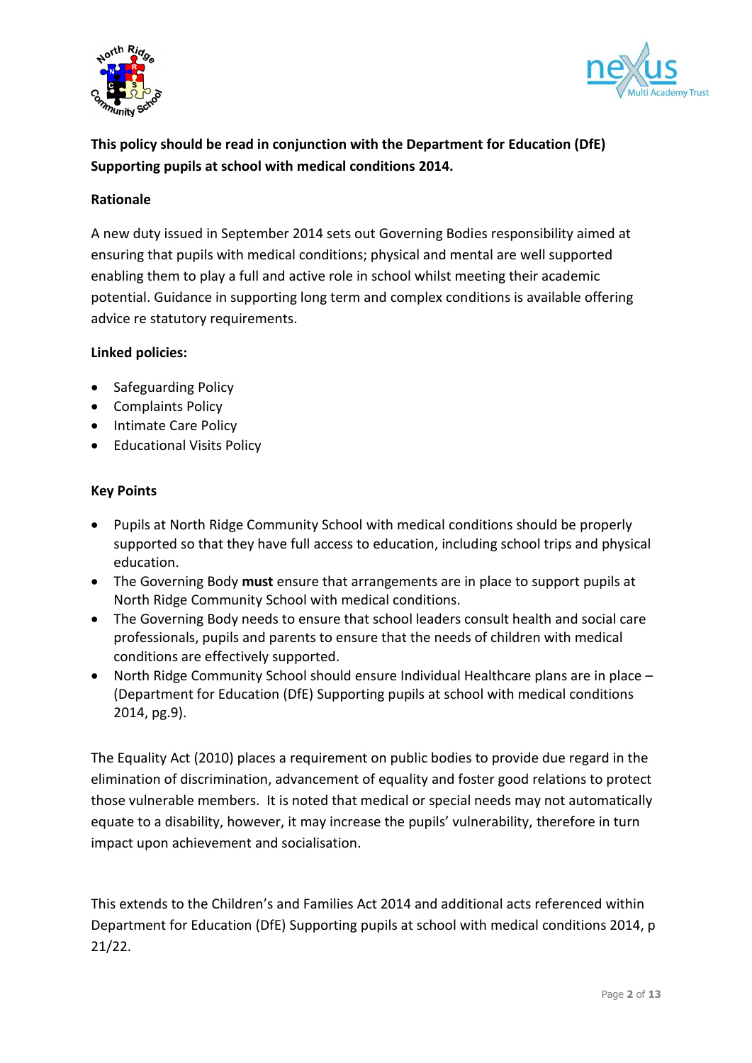**This policy should be read in conjunction with the Department for Education (DfE) Supporting pupils at school with medical conditions 2014.**

**Rationale**

A new duty issued in September 2014 sets out Governing Bodies responsibility aimed at ensuring that pupils with medical conditions; physical and mental are well supported enabling them to play a full and active role in school whilst meeting their academic potential. Guidance in supporting long term and complex conditions is available offering advice re statutory requirements.

**Linked policies:**

- Safeguarding Policy
- Complaints Policy
- Intimate Care Policy
- Educational Visits Policy

**Key Points**

- Pupils at North Ridge Community School with medical conditions should be properly supported so that they have full access to education, including school trips and physical education.
- The Governing Body **must** ensure that arrangements are in place to support pupils at North Ridge Community School with medical conditions.
- The Governing Body needs to ensure that school leaders consult health and social care professionals, pupils and parents to ensure that the needs of children with medical conditions are effectively supported.
- North Ridge Community School should ensure Individual Healthcare plans are in place – (Department for Education (DfE) Supporting pupils at school with medical conditions 2014, pg.9).

The Equality Act (2010) places a requirement on public bodies to provide due regard in the elimination of discrimination, advancement of equality and foster good relations to protect those vulnerable members. It is noted that medical or special needs may not automatically equate to a disability, however, it may increase the pupils' vulnerability, therefore in turn impact upon achievement and socialisation.

This extends to the Children's and Families Act 2014 and additional acts referenced within Department for Education (DfE) Supporting pupils at school with medical conditions 2014, p 21/22.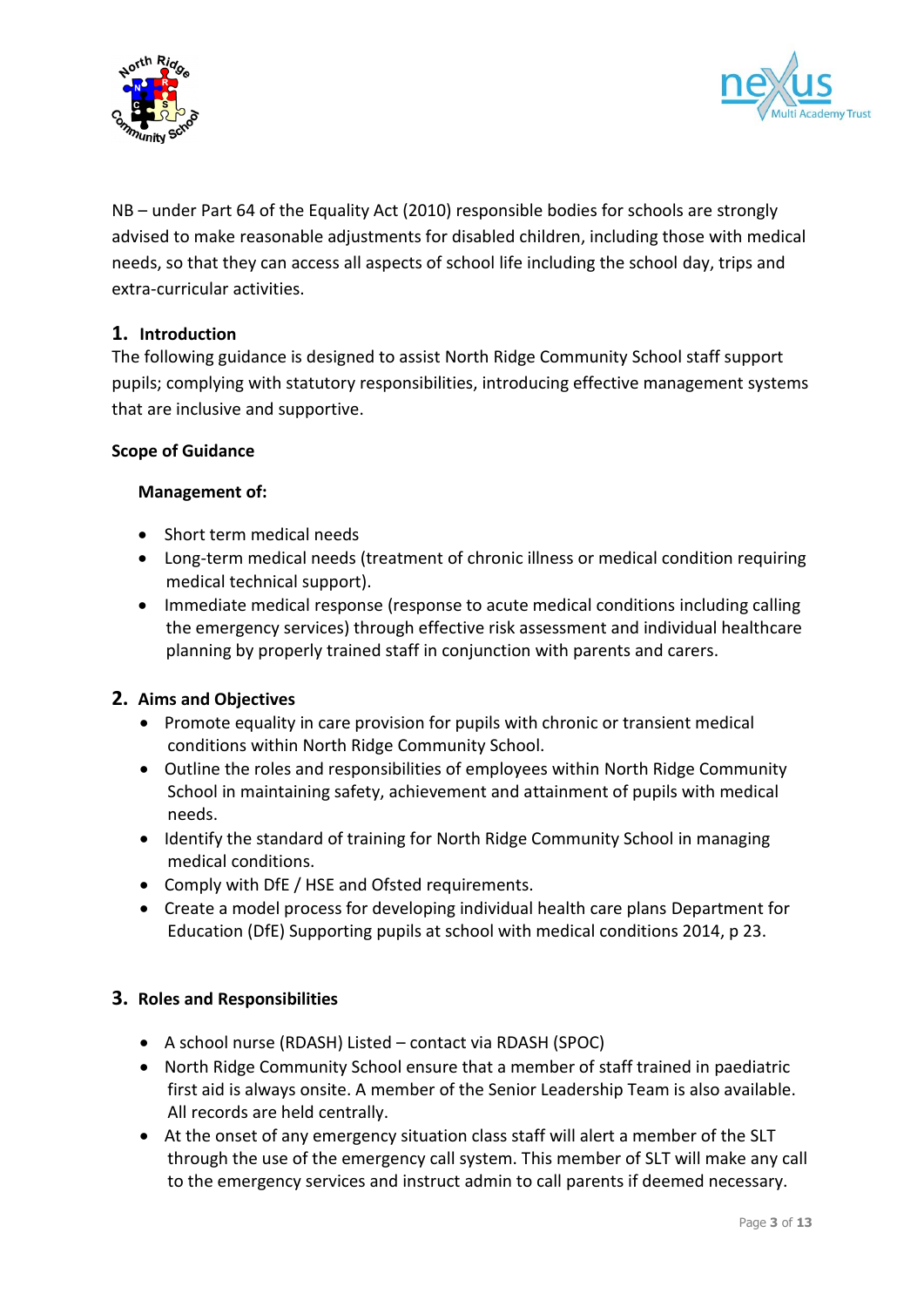NB – under Part 64 of the Equality Act (2010) responsible bodies for schools are strongly advised to make reasonable adjustments for disabled children, including those with medical needs, so that they can access all aspects of school life including the school day, trips and extra-curricular activities.

## 1. Introduction

The following guidance is designed to assist North Ridge Community School staff support pupils; complying with statutory responsibilities, introducing effective management systems that are inclusive and supportive.

**Scope of Guidance**

**Management of:**

- Short term medical needs
- Long-term medical needs (treatment of chronic illness or medical condition requiring medical technical support).
- Immediate medical response (response to acute medical conditions including calling the emergency services) through effective risk assessment and individual healthcare planning by properly trained staff in conjunction with parents and carers.

## 2. Aims and Objectives

- Promote equality in care provision for pupils with chronic or transient medical conditions within North Ridge Community School.
- Outline the roles and responsibilities of employees within North Ridge Community School in maintaining safety, achievement and attainment of pupils with medical needs.
- Identify the standard of training for North Ridge Community School in managing medical conditions.
- Comply with DfE / HSE and Ofsted requirements.
- Create a model process for developing individual health care plans Department for Education (DfE) Supporting pupils at school with medical conditions 2014, p 23.

## 3. Roles and Responsibilities

- A school nurse (RDASH) Listed – contact via RDASH (SPOC)
- North Ridge Community School ensure that a member of staff trained in paediatric first aid is always onsite. A member of the Senior Leadership Team is also available. All records are held centrally.
- At the onset of any emergency situation class staff will alert a member of the SLT through the use of the emergency call system. This member of SLT will make any call to the emergency services and instruct admin to call parents if deemed necessary.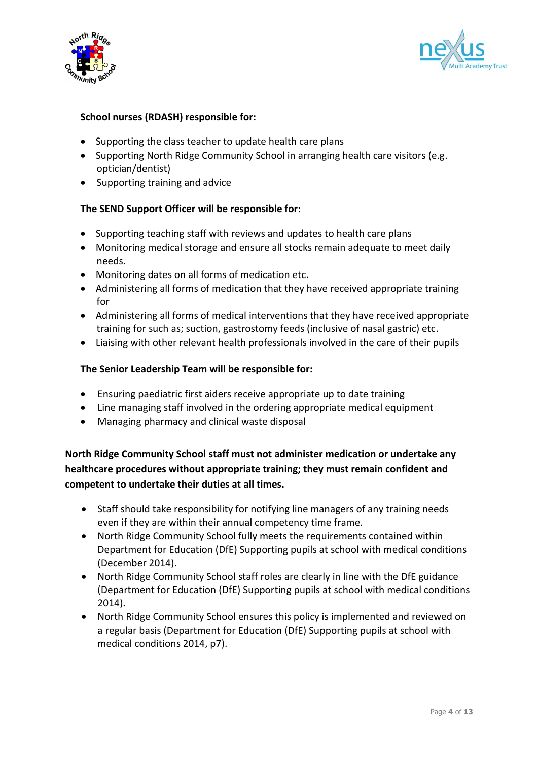**School nurses (RDASH) responsible for:**

- Supporting the class teacher to update health care plans
- Supporting North Ridge Community School in arranging health care visitors (e.g. optician/dentist)
- Supporting training and advice

**The SEND Support Officer will be responsible for:**

- Supporting teaching staff with reviews and updates to health care plans
- Monitoring medical storage and ensure all stocks remain adequate to meet daily needs.
- Monitoring dates on all forms of medication etc.
- Administering all forms of medication that they have received appropriate training for
- Administering all forms of medical interventions that they have received appropriate training for such as; suction, gastrostomy feeds (inclusive of nasal gastric) etc.
- Liaising with other relevant health professionals involved in the care of their pupils

**The Senior Leadership Team will be responsible for:**

- Ensuring paediatric first aiders receive appropriate up to date training
- Line managing staff involved in the ordering appropriate medical equipment
- Managing pharmacy and clinical waste disposal

**North Ridge Community School staff must not administer medication or undertake any healthcare procedures without appropriate training; they must remain confident and competent to undertake their duties at all times.**

- Staff should take responsibility for notifying line managers of any training needs even if they are within their annual competency time frame.
- North Ridge Community School fully meets the requirements contained within Department for Education (DfE) Supporting pupils at school with medical conditions (December 2014).
- North Ridge Community School staff roles are clearly in line with the DfE guidance (Department for Education (DfE) Supporting pupils at school with medical conditions 2014).
- North Ridge Community School ensures this policy is implemented and reviewed on a regular basis (Department for Education (DfE) Supporting pupils at school with medical conditions 2014, p7).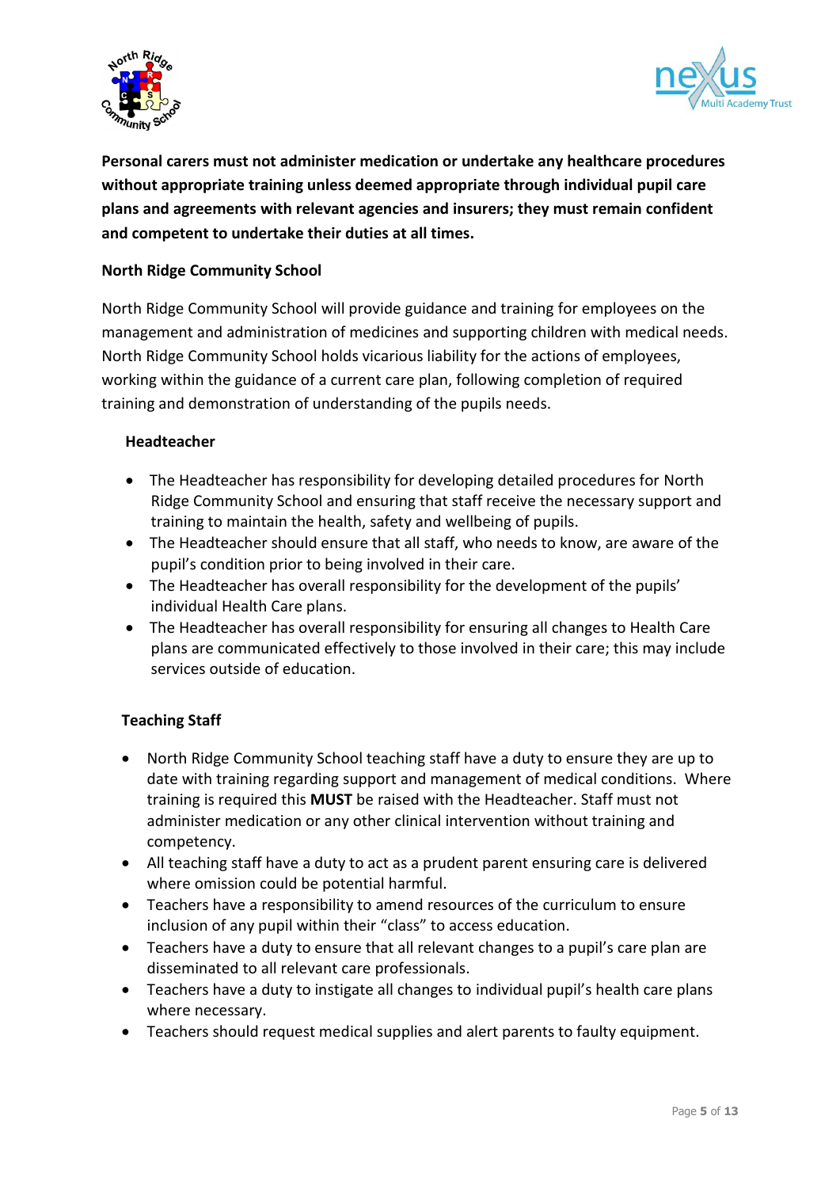**Personal carers must not administer medication or undertake any healthcare procedures without appropriate training unless deemed appropriate through individual pupil care plans and agreements with relevant agencies and insurers; they must remain confident and competent to undertake their duties at all times.**

**North Ridge Community School**

North Ridge Community School will provide guidance and training for employees on the management and administration of medicines and supporting children with medical needs. North Ridge Community School holds vicarious liability for the actions of employees, working within the guidance of a current care plan, following completion of required training and demonstration of understanding of the pupils needs.

**Headteacher**

- The Headteacher has responsibility for developing detailed procedures for North Ridge Community School and ensuring that staff receive the necessary support and training to maintain the health, safety and wellbeing of pupils.
- The Headteacher should ensure that all staff, who needs to know, are aware of the pupil's condition prior to being involved in their care.
- The Headteacher has overall responsibility for the development of the pupils' individual Health Care plans.
- The Headteacher has overall responsibility for ensuring all changes to Health Care plans are communicated effectively to those involved in their care; this may include services outside of education.

**Teaching Staff**

- North Ridge Community School teaching staff have a duty to ensure they are up to date with training regarding support and management of medical conditions. Where training is required this **MUST** be raised with the Headteacher. Staff must not administer medication or any other clinical intervention without training and competency.
- All teaching staff have a duty to act as a prudent parent ensuring care is delivered where omission could be potential harmful.
- Teachers have a responsibility to amend resources of the curriculum to ensure inclusion of any pupil within their "class" to access education.
- Teachers have a duty to ensure that all relevant changes to a pupil's care plan are disseminated to all relevant care professionals.
- Teachers have a duty to instigate all changes to individual pupil's health care plans where necessary.
- Teachers should request medical supplies and alert parents to faulty equipment.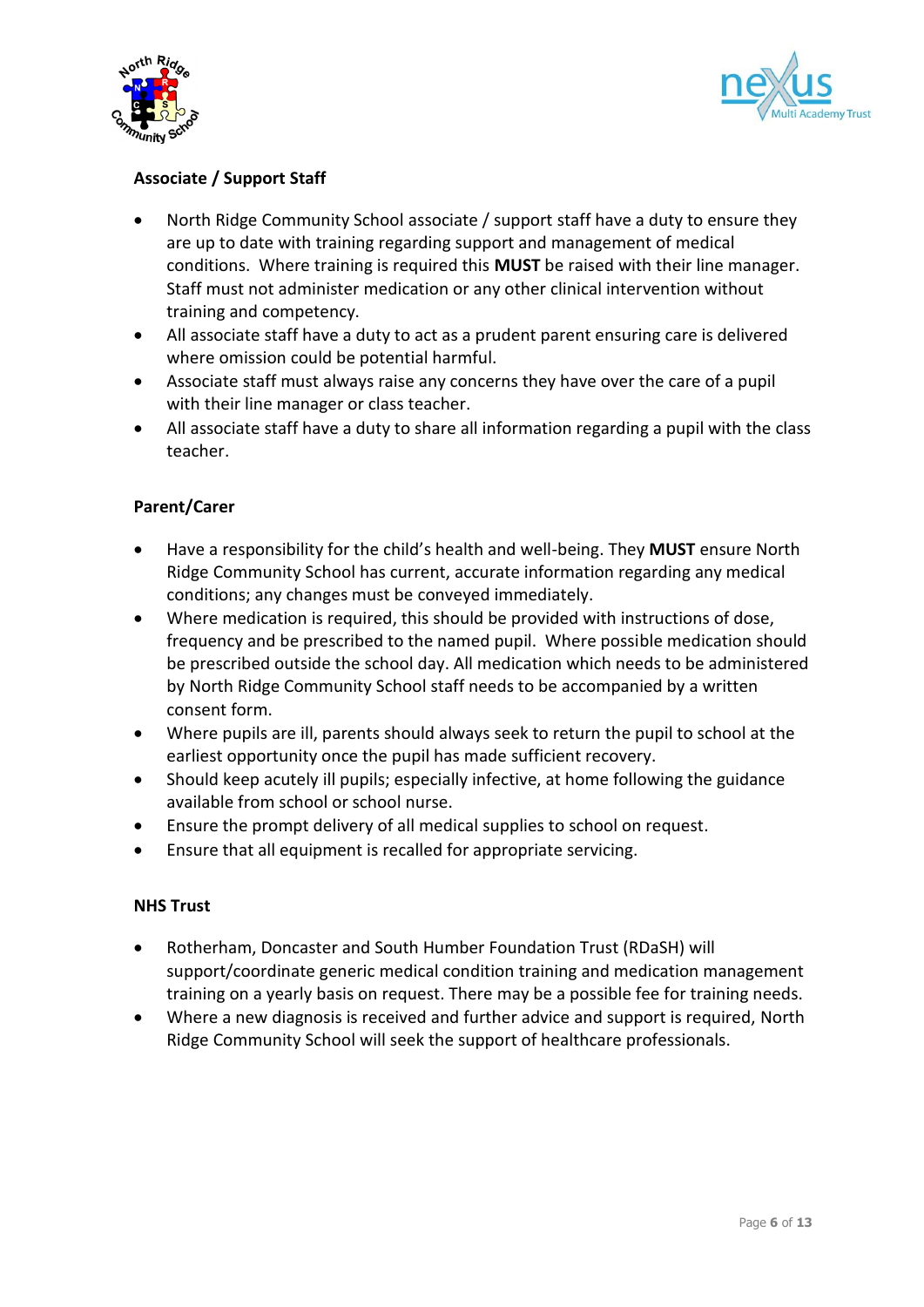**Associate / Support Staff**

- North Ridge Community School associate / support staff have a duty to ensure they are up to date with training regarding support and management of medical conditions. Where training is required this **MUST** be raised with their line manager. Staff must not administer medication or any other clinical intervention without training and competency.
- All associate staff have a duty to act as a prudent parent ensuring care is delivered where omission could be potential harmful.
- Associate staff must always raise any concerns they have over the care of a pupil with their line manager or class teacher.
- All associate staff have a duty to share all information regarding a pupil with the class teacher.

**Parent/Carer**

- Have a responsibility for the child's health and well-being. They **MUST** ensure North Ridge Community School has current, accurate information regarding any medical conditions; any changes must be conveyed immediately.
- Where medication is required, this should be provided with instructions of dose, frequency and be prescribed to the named pupil. Where possible medication should be prescribed outside the school day. All medication which needs to be administered by North Ridge Community School staff needs to be accompanied by a written consent form.
- Where pupils are ill, parents should always seek to return the pupil to school at the earliest opportunity once the pupil has made sufficient recovery.
- Should keep acutely ill pupils; especially infective, at home following the guidance available from school or school nurse.
- Ensure the prompt delivery of all medical supplies to school on request.
- Ensure that all equipment is recalled for appropriate servicing.

**NHS Trust**

- Rotherham, Doncaster and South Humber Foundation Trust (RDaSH) will support/coordinate generic medical condition training and medication management training on a yearly basis on request. There may be a possible fee for training needs.
- Where a new diagnosis is received and further advice and support is required, North Ridge Community School will seek the support of healthcare professionals.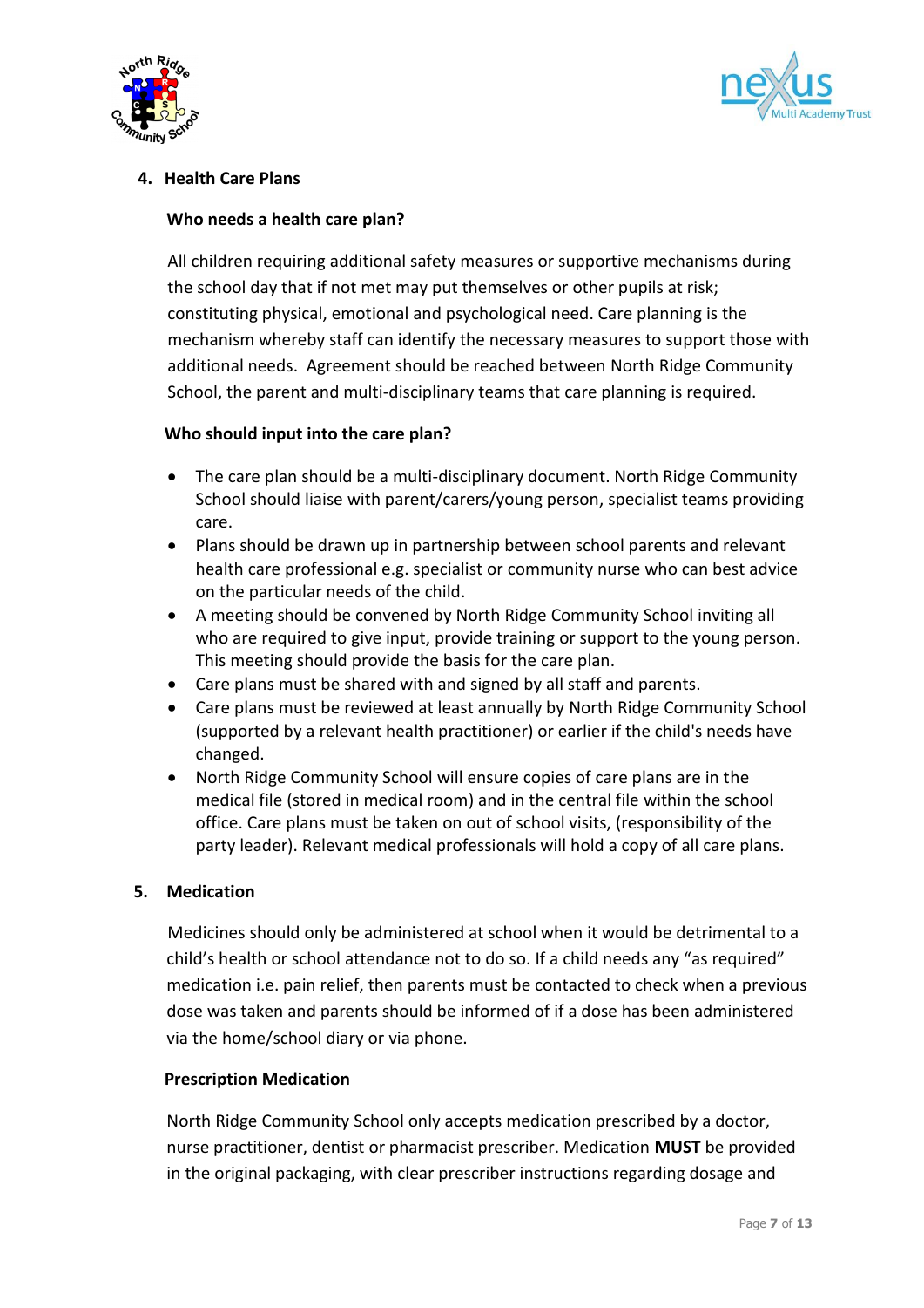## 4. Health Care Plans

### Who needs a health care plan?

All children requiring additional safety measures or supportive mechanisms during the school day that if not met may put themselves or other pupils at risk; constituting physical, emotional and psychological need. Care planning is the mechanism whereby staff can identify the necessary measures to support those with additional needs. Agreement should be reached between North Ridge Community School, the parent and multi-disciplinary teams that care planning is required.

### Who should input into the care plan?

- The care plan should be a multi-disciplinary document. North Ridge Community School should liaise with parent/carers/young person, specialist teams providing care.
- Plans should be drawn up in partnership between school parents and relevant health care professional e.g. specialist or community nurse who can best advice on the particular needs of the child.
- A meeting should be convened by North Ridge Community School inviting all who are required to give input, provide training or support to the young person. This meeting should provide the basis for the care plan.
- Care plans must be shared with and signed by all staff and parents.
- Care plans must be reviewed at least annually by North Ridge Community School (supported by a relevant health practitioner) or earlier if the child's needs have changed.
- North Ridge Community School will ensure copies of care plans are in the medical file (stored in medical room) and in the central file within the school office. Care plans must be taken on out of school visits, (responsibility of the party leader). Relevant medical professionals will hold a copy of all care plans.

## 5. Medication

Medicines should only be administered at school when it would be detrimental to a child's health or school attendance not to do so. If a child needs any "as required" medication i.e. pain relief, then parents must be contacted to check when a previous dose was taken and parents should be informed of if a dose has been administered via the home/school diary or via phone.

### Prescription Medication

North Ridge Community School only accepts medication prescribed by a doctor, nurse practitioner, dentist or pharmacist prescriber. Medication **MUST** be provided in the original packaging, with clear prescriber instructions regarding dosage and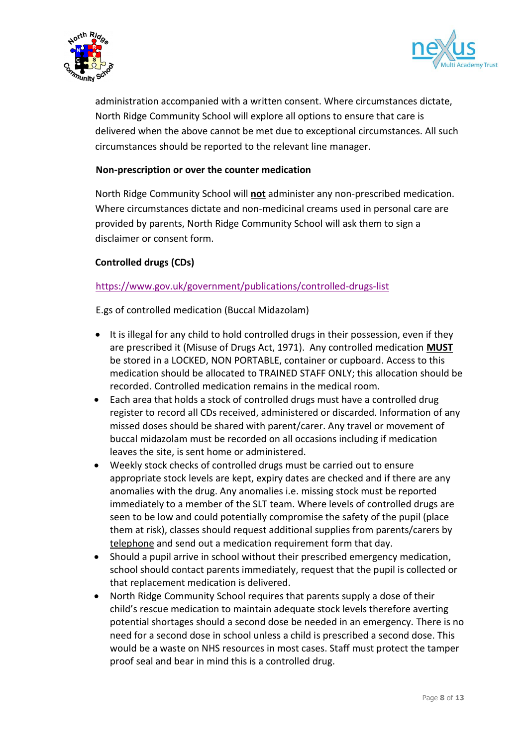administration accompanied with a written consent. Where circumstances dictate, North Ridge Community School will explore all options to ensure that care is delivered when the above cannot be met due to exceptional circumstances. All such circumstances should be reported to the relevant line manager.

**Non-prescription or over the counter medication**

North Ridge Community School will **not** administer any non-prescribed medication. Where circumstances dictate and non-medicinal creams used in personal care are provided by parents, North Ridge Community School will ask them to sign a disclaimer or consent form.

**Controlled drugs (CDs)**

https://www.gov.uk/government/publications/controlled-drugs-list

E.gs of controlled medication (Buccal Midazolam)

- It is illegal for any child to hold controlled drugs in their possession, even if they are prescribed it (Misuse of Drugs Act, 1971). Any controlled medication **MUST** be stored in a LOCKED, NON PORTABLE, container or cupboard. Access to this medication should be allocated to TRAINED STAFF ONLY; this allocation should be recorded. Controlled medication remains in the medical room.
- Each area that holds a stock of controlled drugs must have a controlled drug register to record all CDs received, administered or discarded. Information of any missed doses should be shared with parent/carer. Any travel or movement of buccal midazolam must be recorded on all occasions including if medication leaves the site, is sent home or administered.
- Weekly stock checks of controlled drugs must be carried out to ensure appropriate stock levels are kept, expiry dates are checked and if there are any anomalies with the drug. Any anomalies i.e. missing stock must be reported immediately to a member of the SLT team. Where levels of controlled drugs are seen to be low and could potentially compromise the safety of the pupil (place them at risk), classes should request additional supplies from parents/carers by telephone and send out a medication requirement form that day.
- Should a pupil arrive in school without their prescribed emergency medication, school should contact parents immediately, request that the pupil is collected or that replacement medication is delivered.
- North Ridge Community School requires that parents supply a dose of their child's rescue medication to maintain adequate stock levels therefore averting potential shortages should a second dose be needed in an emergency. There is no need for a second dose in school unless a child is prescribed a second dose. This would be a waste on NHS resources in most cases. Staff must protect the tamper proof seal and bear in mind this is a controlled drug.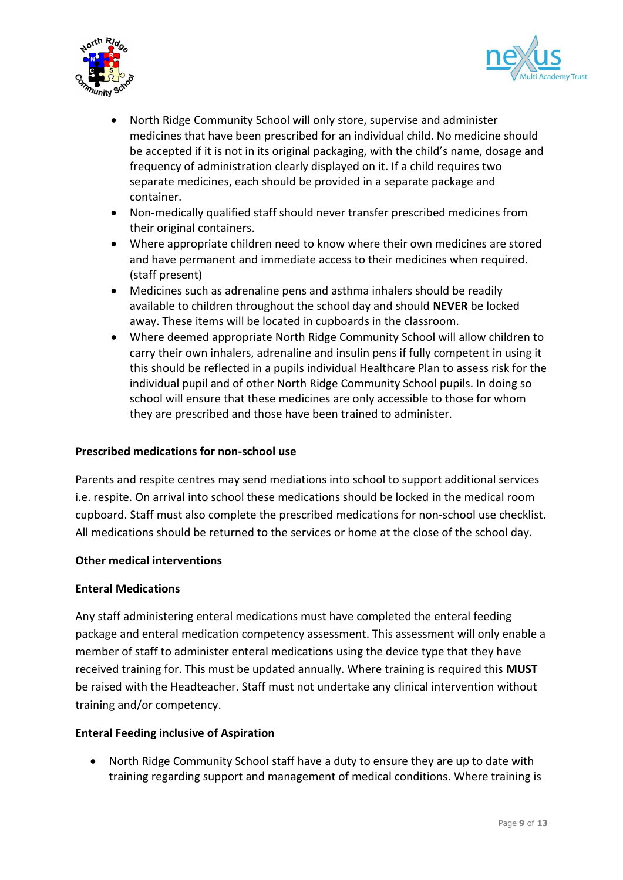- North Ridge Community School will only store, supervise and administer medicines that have been prescribed for an individual child. No medicine should be accepted if it is not in its original packaging, with the child's name, dosage and frequency of administration clearly displayed on it. If a child requires two separate medicines, each should be provided in a separate package and container.
- Non-medically qualified staff should never transfer prescribed medicines from their original containers.
- Where appropriate children need to know where their own medicines are stored and have permanent and immediate access to their medicines when required. (staff present)
- Medicines such as adrenaline pens and asthma inhalers should be readily available to children throughout the school day and should **NEVER** be locked away. These items will be located in cupboards in the classroom.
- Where deemed appropriate North Ridge Community School will allow children to carry their own inhalers, adrenaline and insulin pens if fully competent in using it this should be reflected in a pupils individual Healthcare Plan to assess risk for the individual pupil and of other North Ridge Community School pupils. In doing so school will ensure that these medicines are only accessible to those for whom they are prescribed and those have been trained to administer.

**Prescribed medications for non-school use**

Parents and respite centres may send mediations into school to support additional services i.e. respite. On arrival into school these medications should be locked in the medical room cupboard. Staff must also complete the prescribed medications for non-school use checklist. All medications should be returned to the services or home at the close of the school day.

**Other medical interventions**

**Enteral Medications**

Any staff administering enteral medications must have completed the enteral feeding package and enteral medication competency assessment. This assessment will only enable a member of staff to administer enteral medications using the device type that they have received training for. This must be updated annually. Where training is required this **MUST** be raised with the Headteacher. Staff must not undertake any clinical intervention without training and/or competency.

**Enteral Feeding inclusive of Aspiration**

- North Ridge Community School staff have a duty to ensure they are up to date with training regarding support and management of medical conditions. Where training is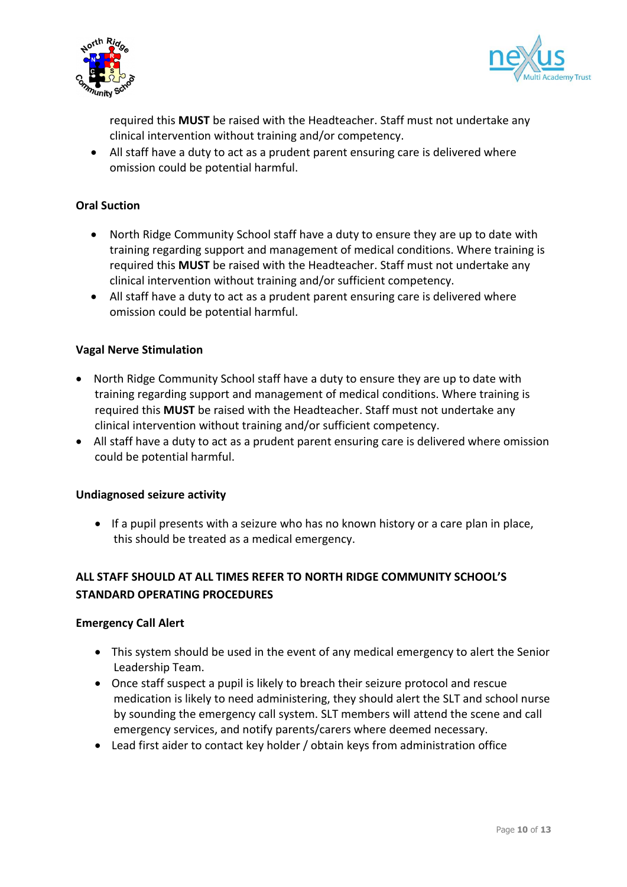required this **MUST** be raised with the Headteacher. Staff must not undertake any clinical intervention without training and/or competency.

- All staff have a duty to act as a prudent parent ensuring care is delivered where omission could be potential harmful.

**Oral Suction**

- North Ridge Community School staff have a duty to ensure they are up to date with training regarding support and management of medical conditions. Where training is required this **MUST** be raised with the Headteacher. Staff must not undertake any clinical intervention without training and/or sufficient competency.
- All staff have a duty to act as a prudent parent ensuring care is delivered where omission could be potential harmful.

**Vagal Nerve Stimulation**

- North Ridge Community School staff have a duty to ensure they are up to date with training regarding support and management of medical conditions. Where training is required this **MUST** be raised with the Headteacher. Staff must not undertake any clinical intervention without training and/or sufficient competency.
- All staff have a duty to act as a prudent parent ensuring care is delivered where omission could be potential harmful.

**Undiagnosed seizure activity**

- If a pupil presents with a seizure who has no known history or a care plan in place, this should be treated as a medical emergency.

**ALL STAFF SHOULD AT ALL TIMES REFER TO NORTH RIDGE COMMUNITY SCHOOL'S STANDARD OPERATING PROCEDURES**

**Emergency Call Alert**

- This system should be used in the event of any medical emergency to alert the Senior Leadership Team.
- Once staff suspect a pupil is likely to breach their seizure protocol and rescue medication is likely to need administering, they should alert the SLT and school nurse by sounding the emergency call system. SLT members will attend the scene and call emergency services, and notify parents/carers where deemed necessary.
- Lead first aider to contact key holder / obtain keys from administration office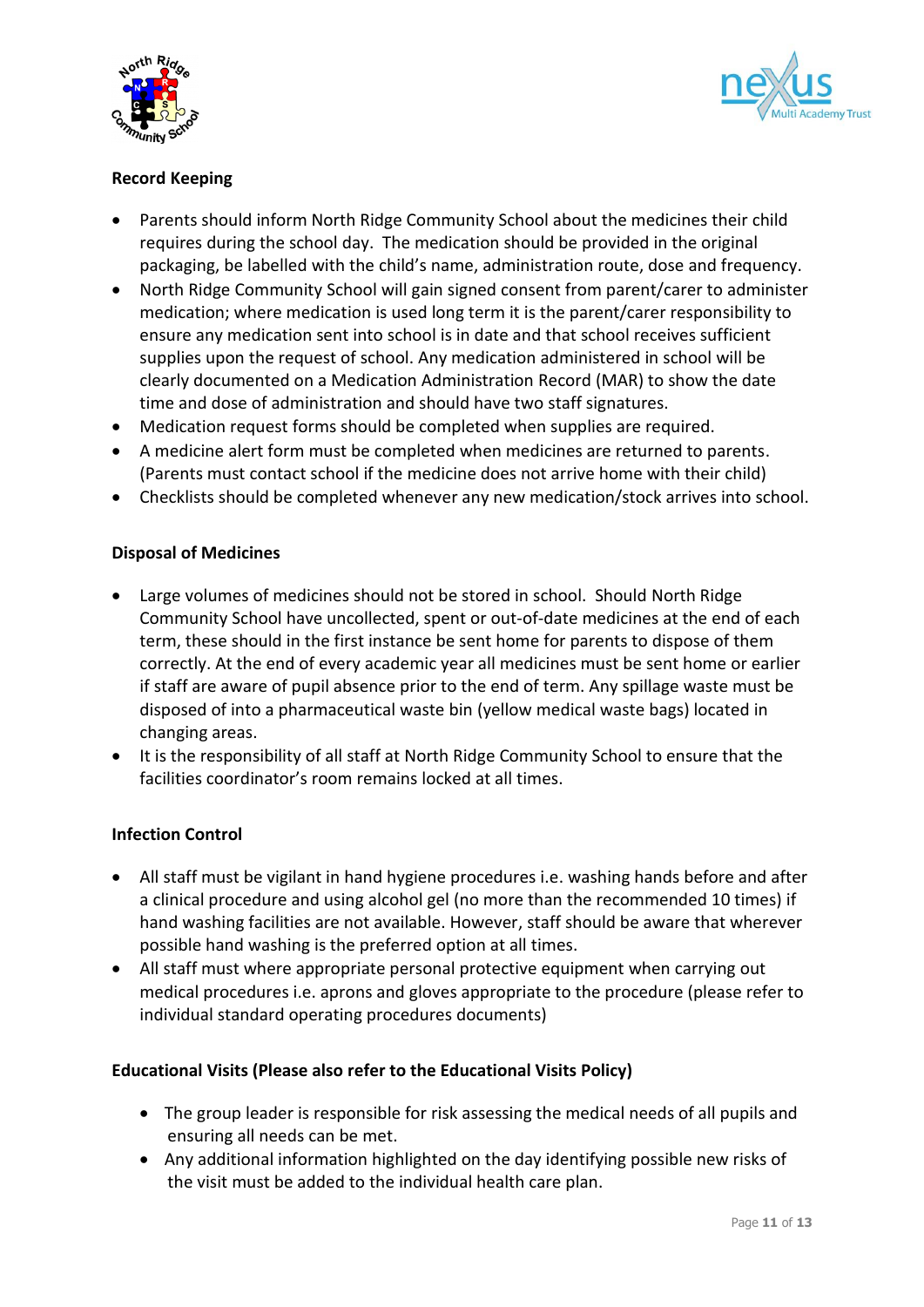## Record Keeping

- Parents should inform North Ridge Community School about the medicines their child requires during the school day. The medication should be provided in the original packaging, be labelled with the child's name, administration route, dose and frequency.
- North Ridge Community School will gain signed consent from parent/carer to administer medication; where medication is used long term it is the parent/carer responsibility to ensure any medication sent into school is in date and that school receives sufficient supplies upon the request of school. Any medication administered in school will be clearly documented on a Medication Administration Record (MAR) to show the date time and dose of administration and should have two staff signatures.
- Medication request forms should be completed when supplies are required.
- A medicine alert form must be completed when medicines are returned to parents. (Parents must contact school if the medicine does not arrive home with their child)
- Checklists should be completed whenever any new medication/stock arrives into school.

## Disposal of Medicines

- Large volumes of medicines should not be stored in school. Should North Ridge Community School have uncollected, spent or out-of-date medicines at the end of each term, these should in the first instance be sent home for parents to dispose of them correctly. At the end of every academic year all medicines must be sent home or earlier if staff are aware of pupil absence prior to the end of term. Any spillage waste must be disposed of into a pharmaceutical waste bin (yellow medical waste bags) located in changing areas.
- It is the responsibility of all staff at North Ridge Community School to ensure that the facilities coordinator's room remains locked at all times.

## Infection Control

- All staff must be vigilant in hand hygiene procedures i.e. washing hands before and after a clinical procedure and using alcohol gel (no more than the recommended 10 times) if hand washing facilities are not available. However, staff should be aware that wherever possible hand washing is the preferred option at all times.
- All staff must where appropriate personal protective equipment when carrying out medical procedures i.e. aprons and gloves appropriate to the procedure (please refer to individual standard operating procedures documents)

## Educational Visits (Please also refer to the Educational Visits Policy)

- The group leader is responsible for risk assessing the medical needs of all pupils and ensuring all needs can be met.
- Any additional information highlighted on the day identifying possible new risks of the visit must be added to the individual health care plan.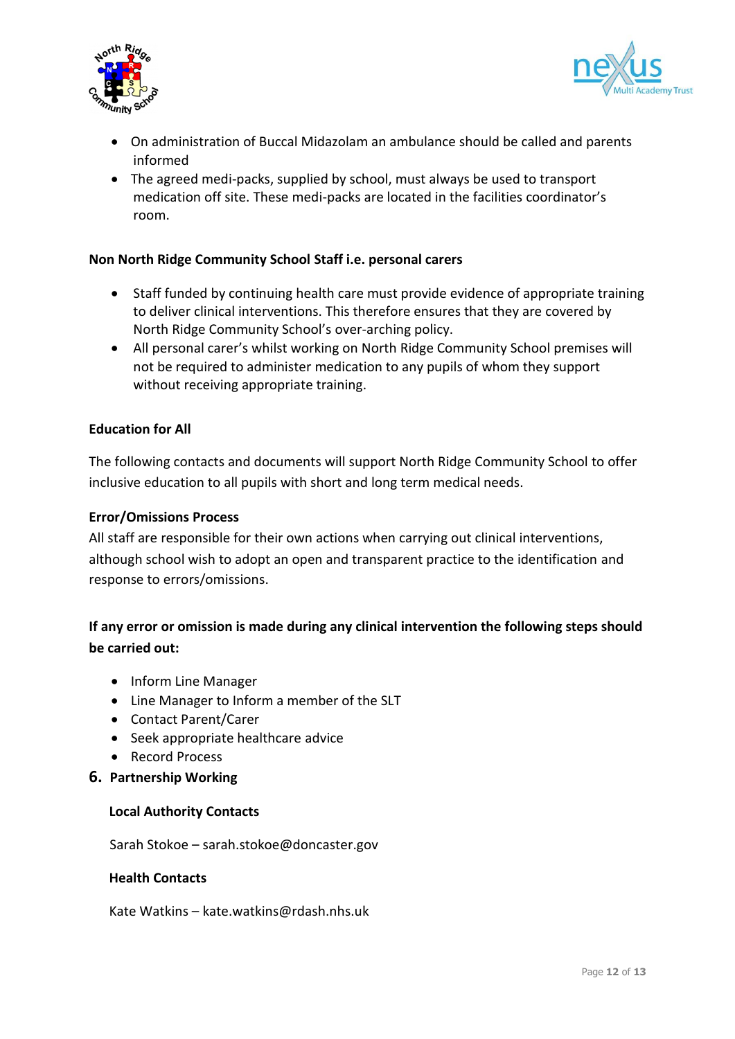- On administration of Buccal Midazolam an ambulance should be called and parents informed
- The agreed medi-packs, supplied by school, must always be used to transport medication off site. These medi-packs are located in the facilities coordinator's room.

**Non North Ridge Community School Staff i.e. personal carers**

- Staff funded by continuing health care must provide evidence of appropriate training to deliver clinical interventions. This therefore ensures that they are covered by North Ridge Community School's over-arching policy.
- All personal carer's whilst working on North Ridge Community School premises will not be required to administer medication to any pupils of whom they support without receiving appropriate training.

**Education for All**

The following contacts and documents will support North Ridge Community School to offer inclusive education to all pupils with short and long term medical needs.

**Error/Omissions Process**

All staff are responsible for their own actions when carrying out clinical interventions, although school wish to adopt an open and transparent practice to the identification and response to errors/omissions.

**If any error or omission is made during any clinical intervention the following steps should be carried out:**

- Inform Line Manager
- Line Manager to Inform a member of the SLT
- Contact Parent/Carer
- Seek appropriate healthcare advice
- Record Process

## 6. Partnership Working

**Local Authority Contacts**

Sarah Stokoe – sarah.stokoe@doncaster.gov

**Health Contacts**

Kate Watkins – kate.watkins@rdash.nhs.uk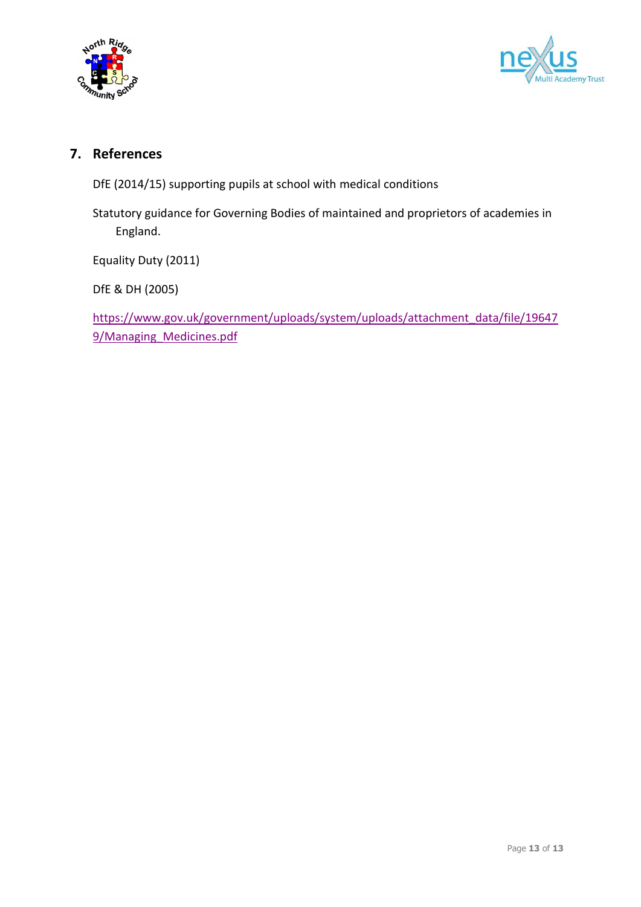## 7. References

DfE (2014/15) supporting pupils at school with medical conditions

Statutory guidance for Governing Bodies of maintained and proprietors of academies in England.

Equality Duty (2011)

DfE & DH (2005)

https://www.gov.uk/government/uploads/system/uploads/attachment_data/file/196479/Managing_Medicines.pdf